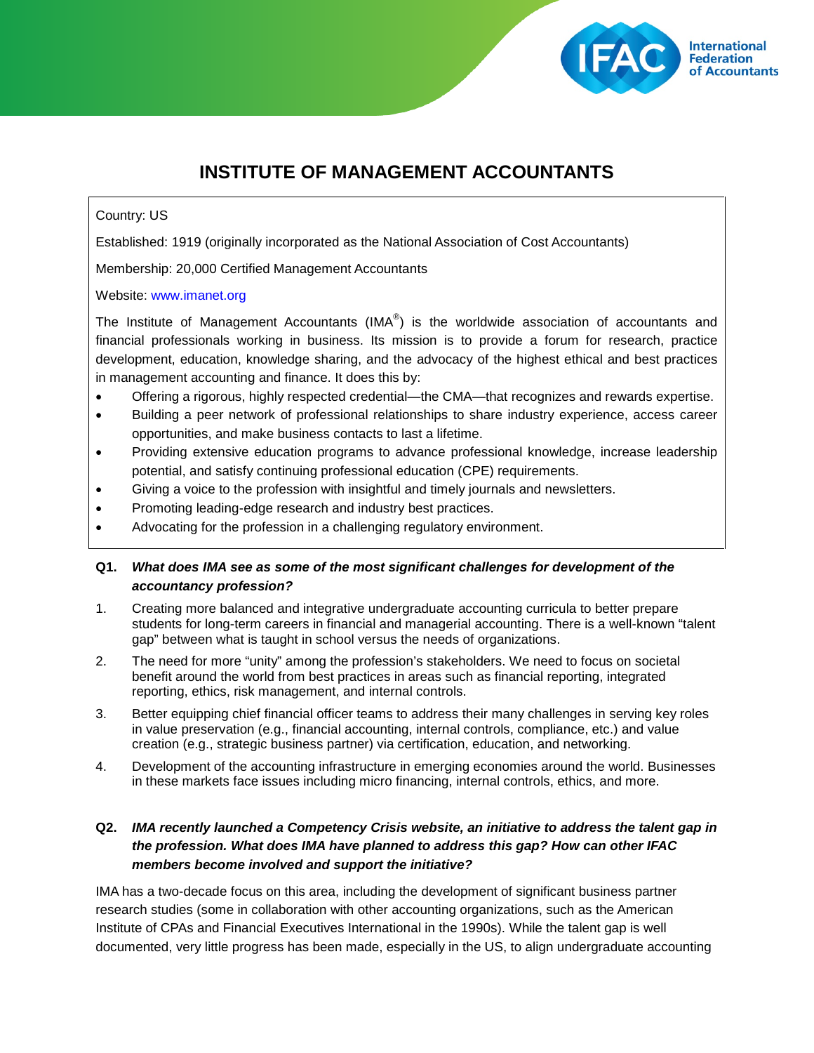# INSTITUTE OF MANAGEMENT ACCOUNTANTS

Country: US

Established: 1919 (originally incorporated as the National Association of Cost Accountants)

Membership: 20,000 Certified Management Accountants

Website: www.imanet.org

The Institute of Management Accountants (IMA®) is the worldwide association of accountants and financial professionals working in business. Its mission is to provide a forum for research, practice development, education, knowledge sharing, and the advocacy of the highest ethical and best practices in management accounting and finance. It does this by:

- Offering a rigorous, highly respected credential—the CMA—that recognizes and rewards expertise.
- Building a peer network of professional relationships to share industry experience, access career opportunities, and make business contacts to last a lifetime.
- Providing extensive education programs to advance professional knowledge, increase leadership potential, and satisfy continuing professional education (CPE) requirements.
- Giving a voice to the profession with insightful and timely journals and newsletters.
- Promoting leading-edge research and industry best practices.
- Advocating for the profession in a challenging regulatory environment.

**Q1. *What does IMA see as some of the most significant challenges for development of the accountancy profession?***

1. Creating more balanced and integrative undergraduate accounting curricula to better prepare students for long-term careers in financial and managerial accounting. There is a well-known "talent gap" between what is taught in school versus the needs of organizations.
2. The need for more "unity" among the profession's stakeholders. We need to focus on societal benefit around the world from best practices in areas such as financial reporting, integrated reporting, ethics, risk management, and internal controls.
3. Better equipping chief financial officer teams to address their many challenges in serving key roles in value preservation (e.g., financial accounting, internal controls, compliance, etc.) and value creation (e.g., strategic business partner) via certification, education, and networking.
4. Development of the accounting infrastructure in emerging economies around the world. Businesses in these markets face issues including micro financing, internal controls, ethics, and more.

**Q2. *IMA recently launched a Competency Crisis website, an initiative to address the talent gap in the profession. What does IMA have planned to address this gap? How can other IFAC members become involved and support the initiative?***

IMA has a two-decade focus on this area, including the development of significant business partner research studies (some in collaboration with other accounting organizations, such as the American Institute of CPAs and Financial Executives International in the 1990s). While the talent gap is well documented, very little progress has been made, especially in the US, to align undergraduate accounting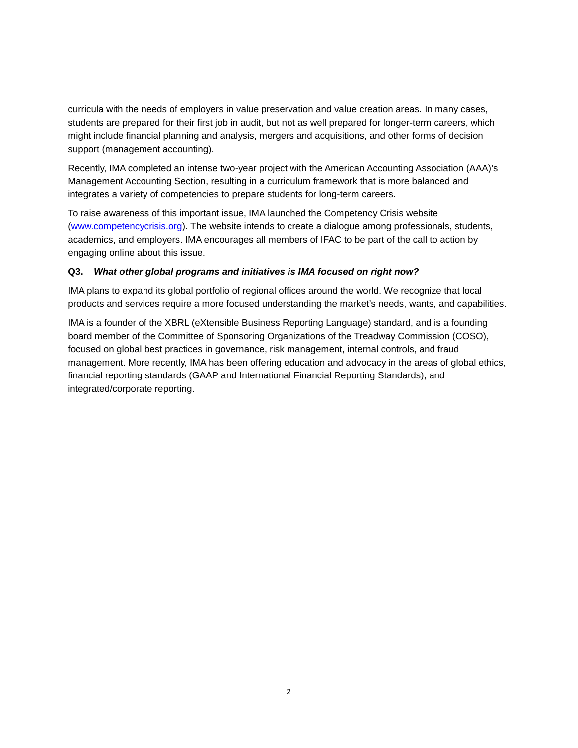curricula with the needs of employers in value preservation and value creation areas. In many cases, students are prepared for their first job in audit, but not as well prepared for longer-term careers, which might include financial planning and analysis, mergers and acquisitions, and other forms of decision support (management accounting).

Recently, IMA completed an intense two-year project with the American Accounting Association (AAA)'s Management Accounting Section, resulting in a curriculum framework that is more balanced and integrates a variety of competencies to prepare students for long-term careers.

To raise awareness of this important issue, IMA launched the Competency Crisis website (www.competencycrisis.org). The website intends to create a dialogue among professionals, students, academics, and employers. IMA encourages all members of IFAC to be part of the call to action by engaging online about this issue.

**Q3.** ***What other global programs and initiatives is IMA focused on right now?***

IMA plans to expand its global portfolio of regional offices around the world. We recognize that local products and services require a more focused understanding the market's needs, wants, and capabilities.

IMA is a founder of the XBRL (eXtensible Business Reporting Language) standard, and is a founding board member of the Committee of Sponsoring Organizations of the Treadway Commission (COSO), focused on global best practices in governance, risk management, internal controls, and fraud management. More recently, IMA has been offering education and advocacy in the areas of global ethics, financial reporting standards (GAAP and International Financial Reporting Standards), and integrated/corporate reporting.